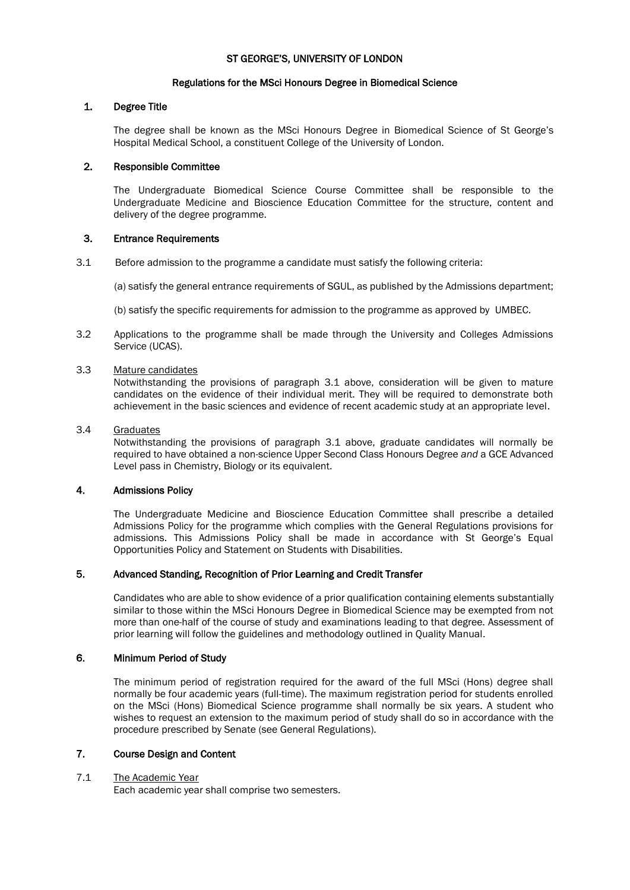# ST GEORGE'S, UNIVERSITY OF LONDON

## Regulations for the MSci Honours Degree in Biomedical Science

### 1. Degree Title

The degree shall be known as the MSci Honours Degree in Biomedical Science of St George's Hospital Medical School, a constituent College of the University of London.

### 2. Responsible Committee

The Undergraduate Biomedical Science Course Committee shall be responsible to the Undergraduate Medicine and Bioscience Education Committee for the structure, content and delivery of the degree programme.

### 3. Entrance Requirements

3.1 Before admission to the programme a candidate must satisfy the following criteria:

(a) satisfy the general entrance requirements of SGUL, as published by the Admissions department;

(b) satisfy the specific requirements for admission to the programme as approved by UMBEC.

3.2 Applications to the programme shall be made through the University and Colleges Admissions Service (UCAS).

3.3 Mature candidates

Notwithstanding the provisions of paragraph 3.1 above, consideration will be given to mature candidates on the evidence of their individual merit. They will be required to demonstrate both achievement in the basic sciences and evidence of recent academic study at an appropriate level.

3.4 Graduates

Notwithstanding the provisions of paragraph 3.1 above, graduate candidates will normally be required to have obtained a non-science Upper Second Class Honours Degree *and* a GCE Advanced Level pass in Chemistry, Biology or its equivalent.

### 4. Admissions Policy

The Undergraduate Medicine and Bioscience Education Committee shall prescribe a detailed Admissions Policy for the programme which complies with the General Regulations provisions for admissions. This Admissions Policy shall be made in accordance with St George's Equal Opportunities Policy and Statement on Students with Disabilities.

### 5. Advanced Standing, Recognition of Prior Learning and Credit Transfer

Candidates who are able to show evidence of a prior qualification containing elements substantially similar to those within the MSci Honours Degree in Biomedical Science may be exempted from not more than one-half of the course of study and examinations leading to that degree. Assessment of prior learning will follow the guidelines and methodology outlined in Quality Manual.

### 6. Minimum Period of Study

The minimum period of registration required for the award of the full MSci (Hons) degree shall normally be four academic years (full-time). The maximum registration period for students enrolled on the MSci (Hons) Biomedical Science programme shall normally be six years. A student who wishes to request an extension to the maximum period of study shall do so in accordance with the procedure prescribed by Senate (see General Regulations).

### 7. Course Design and Content

7.1 The Academic Year

Each academic year shall comprise two semesters.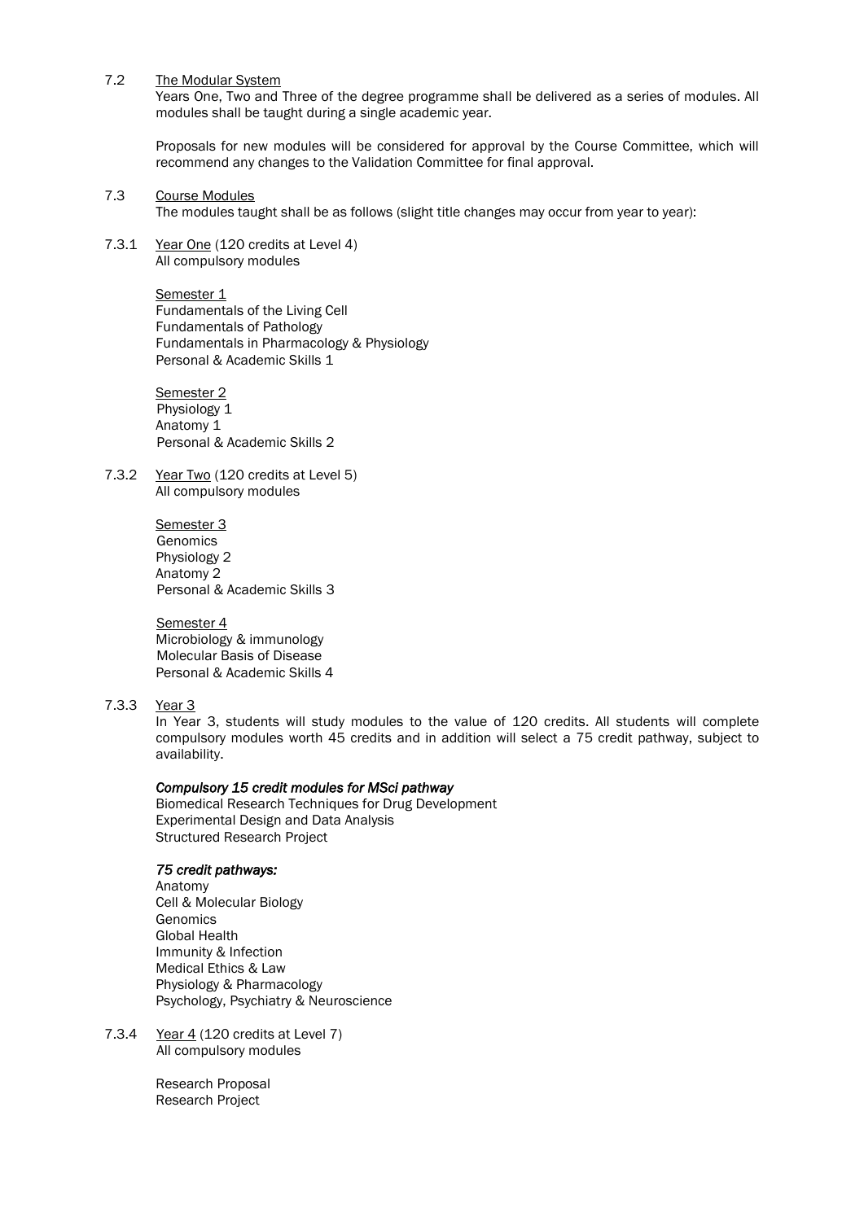### 7.2 The Modular System

Years One, Two and Three of the degree programme shall be delivered as a series of modules. All modules shall be taught during a single academic year.

Proposals for new modules will be considered for approval by the Course Committee, which will recommend any changes to the Validation Committee for final approval.

### 7.3 Course Modules

The modules taught shall be as follows (slight title changes may occur from year to year):

#### 7.3.1 Year One (120 credits at Level 4)

All compulsory modules

Semester 1

Fundamentals of the Living Cell
Fundamentals of Pathology
Fundamentals in Pharmacology & Physiology
Personal & Academic Skills 1

Semester 2

Physiology 1
Anatomy 1
Personal & Academic Skills 2

#### 7.3.2 Year Two (120 credits at Level 5)

All compulsory modules

Semester 3

Genomics
Physiology 2
Anatomy 2
Personal & Academic Skills 3

Semester 4

Microbiology & immunology
Molecular Basis of Disease
Personal & Academic Skills 4

#### 7.3.3 Year 3

In Year 3, students will study modules to the value of 120 credits. All students will complete compulsory modules worth 45 credits and in addition will select a 75 credit pathway, subject to availability.

***Compulsory 15 credit modules for MSci pathway***

Biomedical Research Techniques for Drug Development
Experimental Design and Data Analysis
Structured Research Project

***75 credit pathways:***

Anatomy
Cell & Molecular Biology
Genomics
Global Health
Immunity & Infection
Medical Ethics & Law
Physiology & Pharmacology
Psychology, Psychiatry & Neuroscience

#### 7.3.4 Year 4 (120 credits at Level 7)

All compulsory modules

Research Proposal
Research Project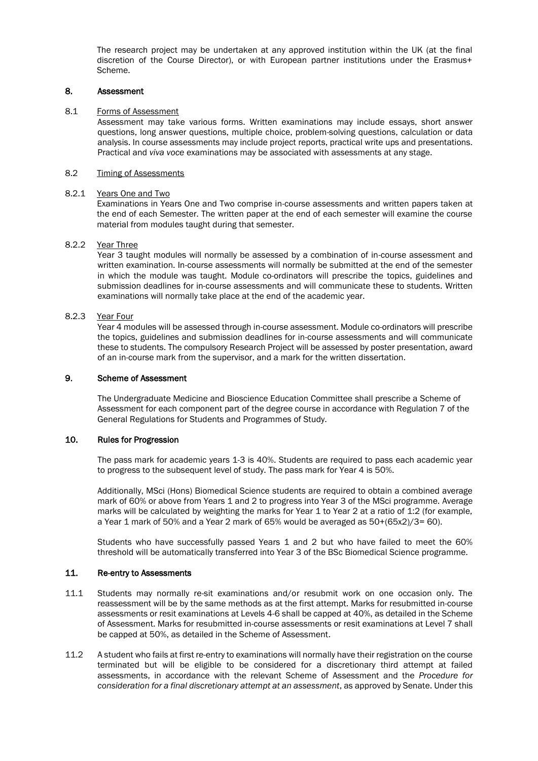The research project may be undertaken at any approved institution within the UK (at the final discretion of the Course Director), or with European partner institutions under the Erasmus+ Scheme.

## 8. Assessment

### 8.1 Forms of Assessment

Assessment may take various forms. Written examinations may include essays, short answer questions, long answer questions, multiple choice, problem-solving questions, calculation or data analysis. In course assessments may include project reports, practical write ups and presentations. Practical and *viva voce* examinations may be associated with assessments at any stage.

### 8.2 Timing of Assessments

#### 8.2.1 Years One and Two

Examinations in Years One and Two comprise in-course assessments and written papers taken at the end of each Semester. The written paper at the end of each semester will examine the course material from modules taught during that semester.

#### 8.2.2 Year Three

Year 3 taught modules will normally be assessed by a combination of in-course assessment and written examination. In-course assessments will normally be submitted at the end of the semester in which the module was taught. Module co-ordinators will prescribe the topics, guidelines and submission deadlines for in-course assessments and will communicate these to students. Written examinations will normally take place at the end of the academic year.

#### 8.2.3 Year Four

Year 4 modules will be assessed through in-course assessment. Module co-ordinators will prescribe the topics, guidelines and submission deadlines for in-course assessments and will communicate these to students. The compulsory Research Project will be assessed by poster presentation, award of an in-course mark from the supervisor, and a mark for the written dissertation.

## 9. Scheme of Assessment

The Undergraduate Medicine and Bioscience Education Committee shall prescribe a Scheme of Assessment for each component part of the degree course in accordance with Regulation 7 of the General Regulations for Students and Programmes of Study.

## 10. Rules for Progression

The pass mark for academic years 1-3 is 40%. Students are required to pass each academic year to progress to the subsequent level of study. The pass mark for Year 4 is 50%.

Additionally, MSci (Hons) Biomedical Science students are required to obtain a combined average mark of 60% or above from Years 1 and 2 to progress into Year 3 of the MSci programme. Average marks will be calculated by weighting the marks for Year 1 to Year 2 at a ratio of 1:2 (for example, a Year 1 mark of 50% and a Year 2 mark of 65% would be averaged as $50+(65x2)/3= 60$).

Students who have successfully passed Years 1 and 2 but who have failed to meet the 60% threshold will be automatically transferred into Year 3 of the BSc Biomedical Science programme.

## 11. Re-entry to Assessments

11.1 Students may normally re-sit examinations and/or resubmit work on one occasion only. The reassessment will be by the same methods as at the first attempt. Marks for resubmitted in-course assessments or resit examinations at Levels 4-6 shall be capped at 40%, as detailed in the Scheme of Assessment. Marks for resubmitted in-course assessments or resit examinations at Level 7 shall be capped at 50%, as detailed in the Scheme of Assessment.

11.2 A student who fails at first re-entry to examinations will normally have their registration on the course terminated but will be eligible to be considered for a discretionary third attempt at failed assessments, in accordance with the relevant Scheme of Assessment and the *Procedure for consideration for a final discretionary attempt at an assessment*, as approved by Senate. Under this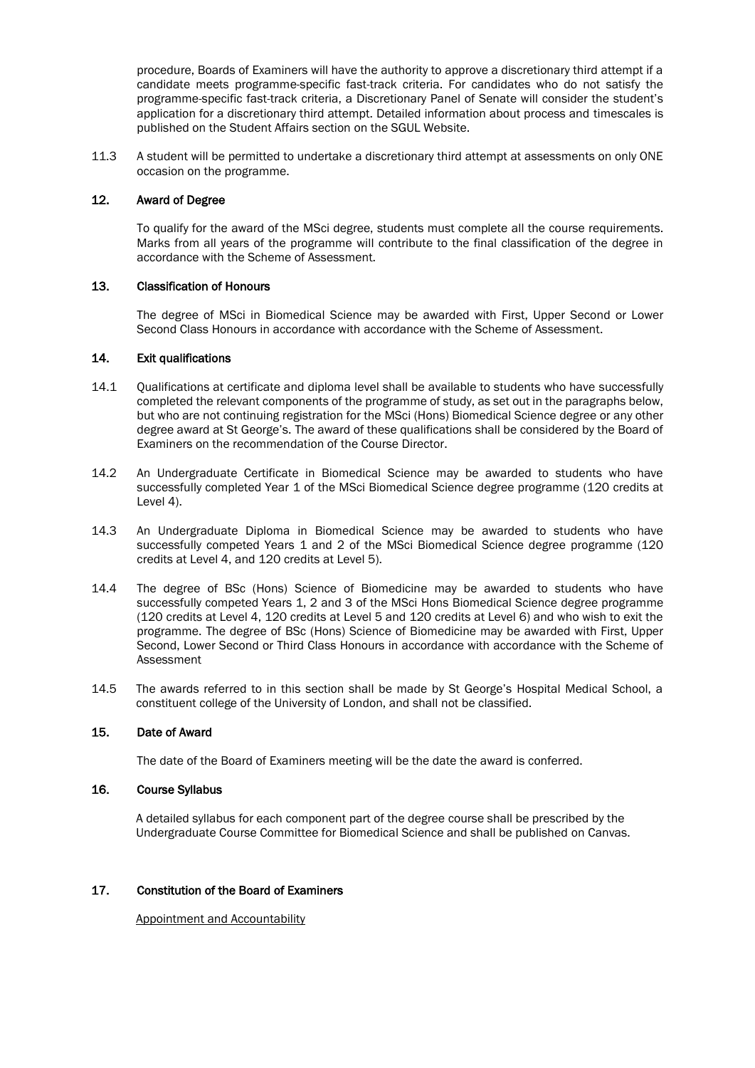procedure, Boards of Examiners will have the authority to approve a discretionary third attempt if a candidate meets programme-specific fast-track criteria. For candidates who do not satisfy the programme-specific fast-track criteria, a Discretionary Panel of Senate will consider the student's application for a discretionary third attempt. Detailed information about process and timescales is published on the Student Affairs section on the SGUL Website.

11.3 A student will be permitted to undertake a discretionary third attempt at assessments on only ONE occasion on the programme.

## 12. Award of Degree

To qualify for the award of the MSci degree, students must complete all the course requirements. Marks from all years of the programme will contribute to the final classification of the degree in accordance with the Scheme of Assessment.

## 13. Classification of Honours

The degree of MSci in Biomedical Science may be awarded with First, Upper Second or Lower Second Class Honours in accordance with accordance with the Scheme of Assessment.

## 14. Exit qualifications

14.1 Qualifications at certificate and diploma level shall be available to students who have successfully completed the relevant components of the programme of study, as set out in the paragraphs below, but who are not continuing registration for the MSci (Hons) Biomedical Science degree or any other degree award at St George's. The award of these qualifications shall be considered by the Board of Examiners on the recommendation of the Course Director.

14.2 An Undergraduate Certificate in Biomedical Science may be awarded to students who have successfully completed Year 1 of the MSci Biomedical Science degree programme (120 credits at Level 4).

14.3 An Undergraduate Diploma in Biomedical Science may be awarded to students who have successfully competed Years 1 and 2 of the MSci Biomedical Science degree programme (120 credits at Level 4, and 120 credits at Level 5).

14.4 The degree of BSc (Hons) Science of Biomedicine may be awarded to students who have successfully competed Years 1, 2 and 3 of the MSci Hons Biomedical Science degree programme (120 credits at Level 4, 120 credits at Level 5 and 120 credits at Level 6) and who wish to exit the programme. The degree of BSc (Hons) Science of Biomedicine may be awarded with First, Upper Second, Lower Second or Third Class Honours in accordance with accordance with the Scheme of Assessment

14.5 The awards referred to in this section shall be made by St George's Hospital Medical School, a constituent college of the University of London, and shall not be classified.

## 15. Date of Award

The date of the Board of Examiners meeting will be the date the award is conferred.

## 16. Course Syllabus

A detailed syllabus for each component part of the degree course shall be prescribed by the Undergraduate Course Committee for Biomedical Science and shall be published on Canvas.

## 17. Constitution of the Board of Examiners

Appointment and Accountability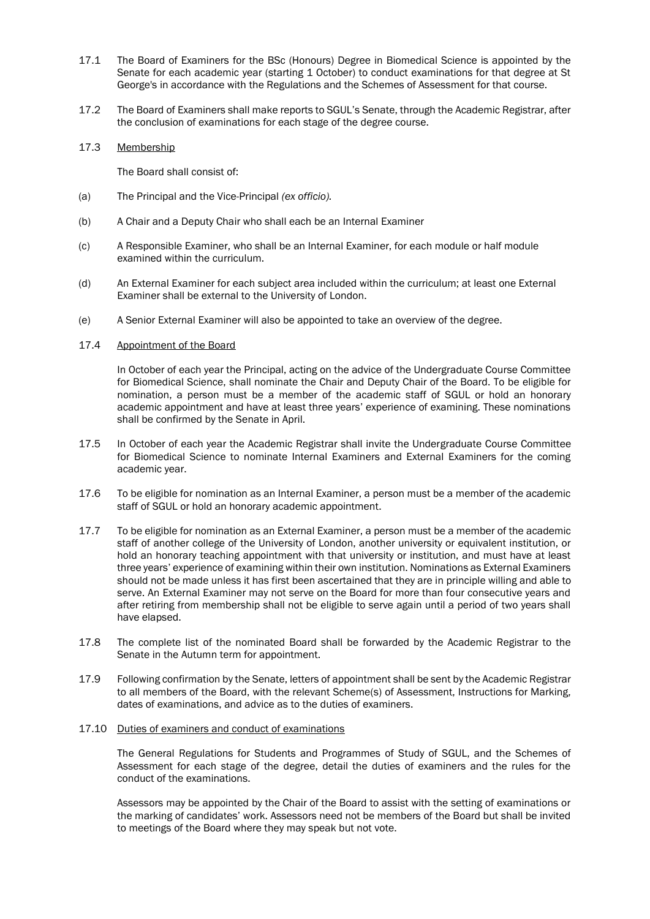17.1 The Board of Examiners for the BSc (Honours) Degree in Biomedical Science is appointed by the Senate for each academic year (starting 1 October) to conduct examinations for that degree at St George's in accordance with the Regulations and the Schemes of Assessment for that course.

17.2 The Board of Examiners shall make reports to SGUL's Senate, through the Academic Registrar, after the conclusion of examinations for each stage of the degree course.

17.3 Membership

The Board shall consist of:

(a) The Principal and the Vice-Principal *(ex officio)*.

(b) A Chair and a Deputy Chair who shall each be an Internal Examiner

(c) A Responsible Examiner, who shall be an Internal Examiner, for each module or half module examined within the curriculum.

(d) An External Examiner for each subject area included within the curriculum; at least one External Examiner shall be external to the University of London.

(e) A Senior External Examiner will also be appointed to take an overview of the degree.

17.4 Appointment of the Board

In October of each year the Principal, acting on the advice of the Undergraduate Course Committee for Biomedical Science, shall nominate the Chair and Deputy Chair of the Board. To be eligible for nomination, a person must be a member of the academic staff of SGUL or hold an honorary academic appointment and have at least three years' experience of examining. These nominations shall be confirmed by the Senate in April.

17.5 In October of each year the Academic Registrar shall invite the Undergraduate Course Committee for Biomedical Science to nominate Internal Examiners and External Examiners for the coming academic year.

17.6 To be eligible for nomination as an Internal Examiner, a person must be a member of the academic staff of SGUL or hold an honorary academic appointment.

17.7 To be eligible for nomination as an External Examiner, a person must be a member of the academic staff of another college of the University of London, another university or equivalent institution, or hold an honorary teaching appointment with that university or institution, and must have at least three years' experience of examining within their own institution. Nominations as External Examiners should not be made unless it has first been ascertained that they are in principle willing and able to serve. An External Examiner may not serve on the Board for more than four consecutive years and after retiring from membership shall not be eligible to serve again until a period of two years shall have elapsed.

17.8 The complete list of the nominated Board shall be forwarded by the Academic Registrar to the Senate in the Autumn term for appointment.

17.9 Following confirmation by the Senate, letters of appointment shall be sent by the Academic Registrar to all members of the Board, with the relevant Scheme(s) of Assessment, Instructions for Marking, dates of examinations, and advice as to the duties of examiners.

17.10 Duties of examiners and conduct of examinations

The General Regulations for Students and Programmes of Study of SGUL, and the Schemes of Assessment for each stage of the degree, detail the duties of examiners and the rules for the conduct of the examinations.

Assessors may be appointed by the Chair of the Board to assist with the setting of examinations or the marking of candidates' work. Assessors need not be members of the Board but shall be invited to meetings of the Board where they may speak but not vote.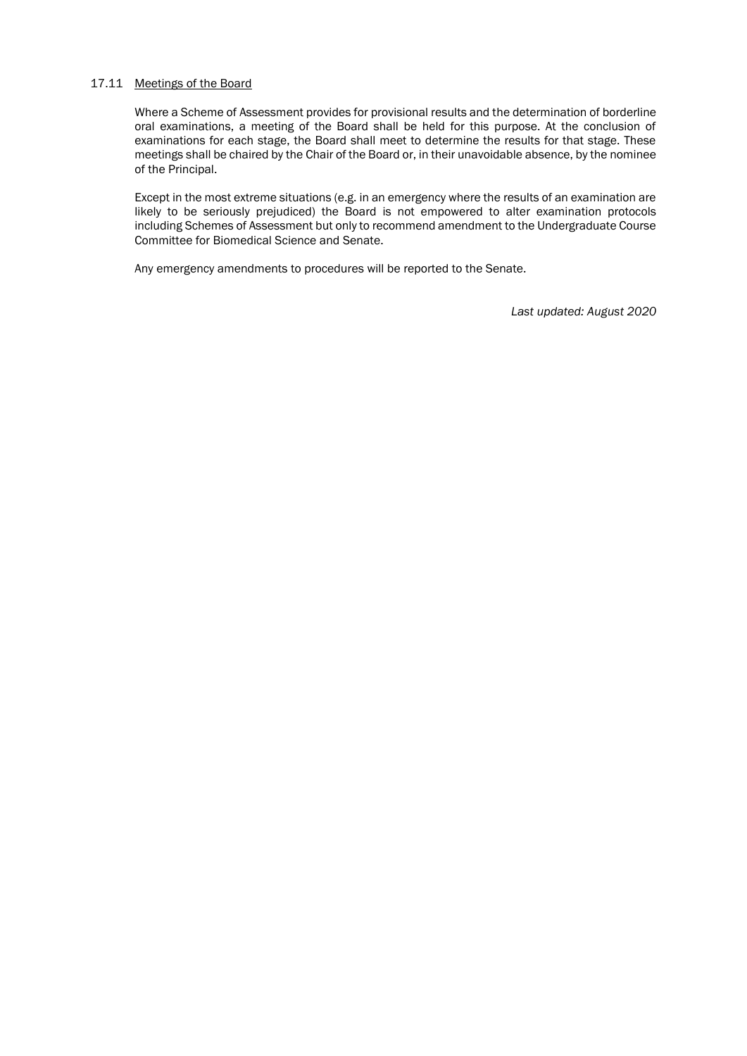### 17.11 Meetings of the Board

Where a Scheme of Assessment provides for provisional results and the determination of borderline oral examinations, a meeting of the Board shall be held for this purpose. At the conclusion of examinations for each stage, the Board shall meet to determine the results for that stage. These meetings shall be chaired by the Chair of the Board or, in their unavoidable absence, by the nominee of the Principal.

Except in the most extreme situations (e.g. in an emergency where the results of an examination are likely to be seriously prejudiced) the Board is not empowered to alter examination protocols including Schemes of Assessment but only to recommend amendment to the Undergraduate Course Committee for Biomedical Science and Senate.

Any emergency amendments to procedures will be reported to the Senate.

*Last updated: August 2020*